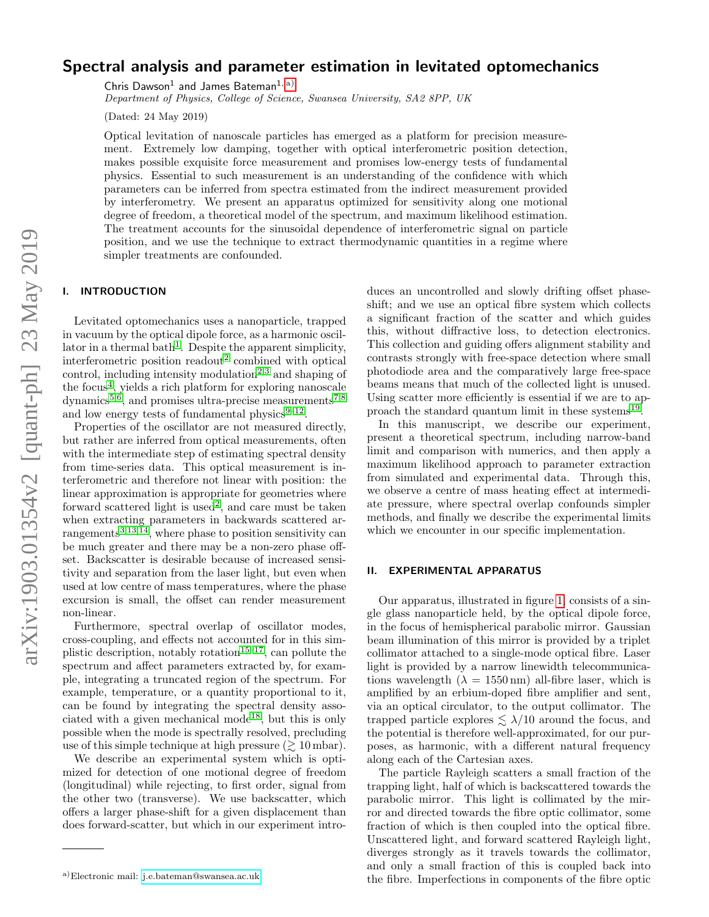# Spectral analysis and parameter estimation in levitated optomechanics

Chris Dawson[1] and James Bateman[1,a)]

*Department of Physics, College of Science, Swansea University, SA2 8PP, UK*

(Dated: 24 May 2019)

Optical levitation of nanoscale particles has emerged as a platform for precision measurement. Extremely low damping, together with optical interferometric position detection, makes possible exquisite force measurement and promises low-energy tests of fundamental physics. Essential to such measurement is an understanding of the confidence with which parameters can be inferred from spectra estimated from the indirect measurement provided by interferometry. We present an apparatus optimized for sensitivity along one motional degree of freedom, a theoretical model of the spectrum, and maximum likelihood estimation. The treatment accounts for the sinusoidal dependence of interferometric signal on particle position, and we use the technique to extract thermodynamic quantities in a regime where simpler treatments are confounded.

## I. INTRODUCTION

Levitated optomechanics uses a nanoparticle, trapped in vacuum by the optical dipole force, as a harmonic oscillator in a thermal bath[1]. Despite the apparent simplicity, interferometric position readout[2] combined with optical control, including intensity modulation[2,3] and shaping of the focus[4], yields a rich platform for exploring nanoscale dynamics[5,6], and promises ultra-precise measurements[7,8] and low energy tests of fundamental physics[9–12].

Properties of the oscillator are not measured directly, but rather are inferred from optical measurements, often with the intermediate step of estimating spectral density from time-series data. This optical measurement is interferometric and therefore not linear with position: the linear approximation is appropriate for geometries where forward scattered light is used[2], and care must be taken when extracting parameters in backwards scattered arrangements[3,13,14], where phase to position sensitivity can be much greater and there may be a non-zero phase offset. Backscatter is desirable because of increased sensitivity and separation from the laser light, but even when used at low centre of mass temperatures, where the phase excursion is small, the offset can render measurement non-linear.

Furthermore, spectral overlap of oscillator modes, cross-coupling, and effects not accounted for in this simplistic description, notably rotation[15–17], can pollute the spectrum and affect parameters extracted by, for example, integrating a truncated region of the spectrum. For example, temperature, or a quantity proportional to it, can be found by integrating the spectral density associated with a given mechanical mode[18], but this is only possible when the mode is spectrally resolved, precluding use of this simple technique at high pressure ($\gtrsim 10\,\mathrm{mbar}$).

We describe an experimental system which is optimized for detection of one motional degree of freedom (longitudinal) while rejecting, to first order, signal from the other two (transverse). We use backscatter, which offers a larger phase-shift for a given displacement than does forward-scatter, but which in our experiment introduces an uncontrolled and slowly drifting offset phase-shift; and we use an optical fibre system which collects a significant fraction of the scatter and which guides this, without diffractive loss, to detection electronics. This collection and guiding offers alignment stability and contrasts strongly with free-space detection where small photodiode area and the comparatively large free-space beams means that much of the collected light is unused. Using scatter more efficiently is essential if we are to approach the standard quantum limit in these systems[19].

In this manuscript, we describe our experiment, present a theoretical spectrum, including narrow-band limit and comparison with numerics, and then apply a maximum likelihood approach to parameter extraction from simulated and experimental data. Through this, we observe a centre of mass heating effect at intermediate pressure, where spectral overlap confounds simpler methods, and finally we describe the experimental limits which we encounter in our specific implementation.

## II. EXPERIMENTAL APPARATUS

Our apparatus, illustrated in figure 1, consists of a single glass nanoparticle held, by the optical dipole force, in the focus of hemispherical parabolic mirror. Gaussian beam illumination of this mirror is provided by a triplet collimator attached to a single-mode optical fibre. Laser light is provided by a narrow linewidth telecommunications wavelength ($\lambda = 1550\,\mathrm{nm}$) all-fibre laser, which is amplified by an erbium-doped fibre amplifier and sent, via an optical circulator, to the output collimator. The trapped particle explores $\lesssim \lambda/10$ around the focus, and the potential is therefore well-approximated, for our purposes, as harmonic, with a different natural frequency along each of the Cartesian axes.

The particle Rayleigh scatters a small fraction of the trapping light, half of which is backscattered towards the parabolic mirror. This light is collimated by the mirror and directed towards the fibre optic collimator, some fraction of which is then coupled into the optical fibre. Unscattered light, and forward scattered Rayleigh light, diverges strongly as it travels towards the collimator, and only a small fraction of this is coupled back into the fibre. Imperfections in components of the fibre optic

a) Electronic mail: j.e.bateman@swansea.ac.uk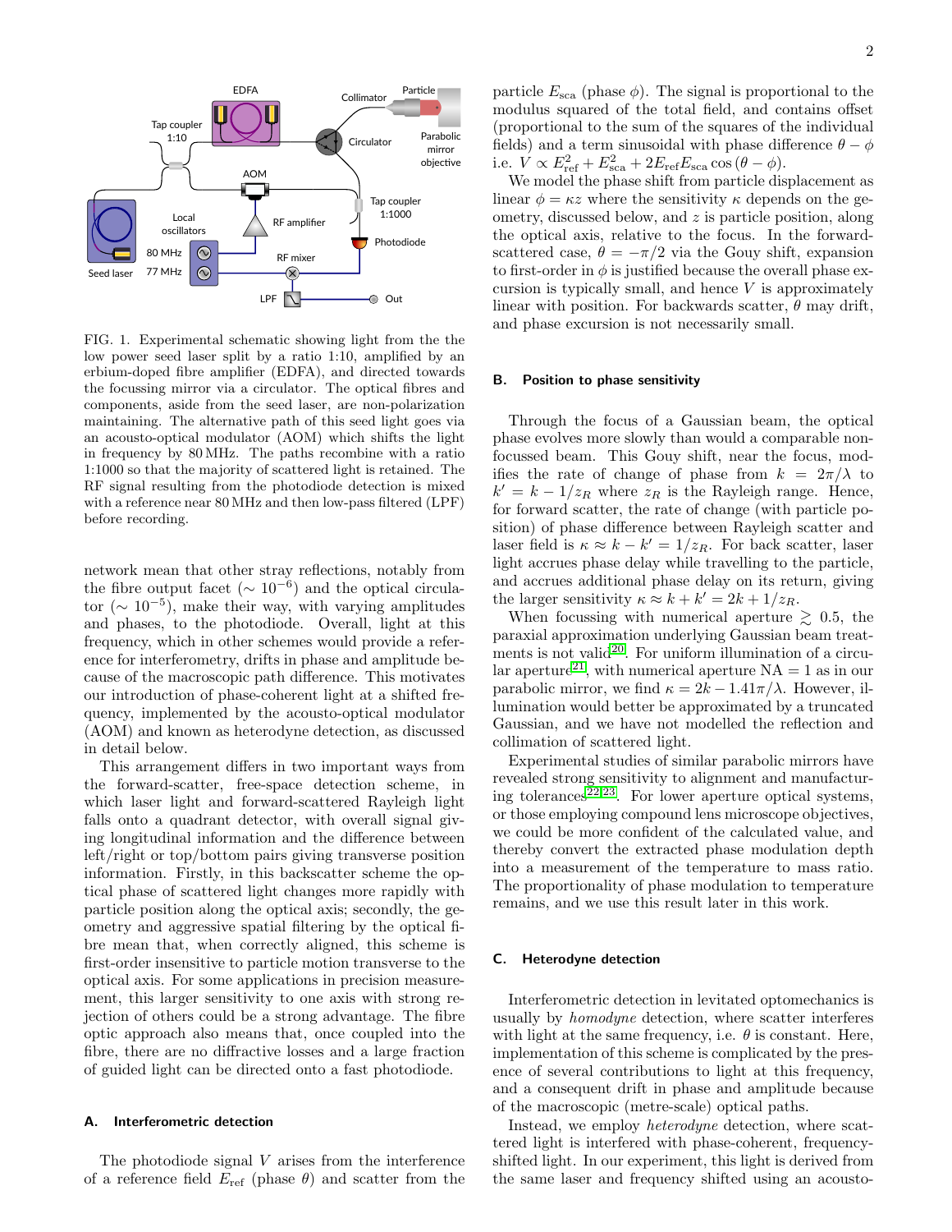FIG. 1. Experimental schematic showing light from the the low power seed laser split by a ratio 1:10, amplified by an erbium-doped fibre amplifier (EDFA), and directed towards the focussing mirror via a circulator. The optical fibres and components, aside from the seed laser, are non-polarization maintaining. The alternative path of this seed light goes via an acousto-optical modulator (AOM) which shifts the light in frequency by 80 MHz. The paths recombine with a ratio 1:1000 so that the majority of scattered light is retained. The RF signal resulting from the photodiode detection is mixed with a reference near 80 MHz and then low-pass filtered (LPF) before recording.

network mean that other stray reflections, notably from the fibre output facet ($\sim 10^{-6}$) and the optical circulator ($\sim 10^{-5}$), make their way, with varying amplitudes and phases, to the photodiode. Overall, light at this frequency, which in other schemes would provide a reference for interferometry, drifts in phase and amplitude because of the macroscopic path difference. This motivates our introduction of phase-coherent light at a shifted frequency, implemented by the acousto-optical modulator (AOM) and known as heterodyne detection, as discussed in detail below.

This arrangement differs in two important ways from the forward-scatter, free-space detection scheme, in which laser light and forward-scattered Rayleigh light falls onto a quadrant detector, with overall signal giving longitudinal information and the difference between left/right or top/bottom pairs giving transverse position information. Firstly, in this backscatter scheme the optical phase of scattered light changes more rapidly with particle position along the optical axis; secondly, the geometry and aggressive spatial filtering by the optical fibre mean that, when correctly aligned, this scheme is first-order insensitive to particle motion transverse to the optical axis. For some applications in precision measurement, this larger sensitivity to one axis with strong rejection of others could be a strong advantage. The fibre optic approach also means that, once coupled into the fibre, there are no diffractive losses and a large fraction of guided light can be directed onto a fast photodiode.

### A. Interferometric detection

The photodiode signal $V$ arises from the interference of a reference field $E_{\mathrm{ref}}$ (phase $\theta$) and scatter from the particle $E_{\mathrm{sca}}$ (phase $\phi$). The signal is proportional to the modulus squared of the total field, and contains offset (proportional to the sum of the squares of the individual fields) and a term sinusoidal with phase difference $\theta - \phi$ i.e. $V \propto E_{\mathrm{ref}}^2 + E_{\mathrm{sca}}^2 + 2E_{\mathrm{ref}}E_{\mathrm{sca}}\cos(\theta - \phi)$.

We model the phase shift from particle displacement as linear $\phi = \kappa z$ where the sensitivity $\kappa$ depends on the geometry, discussed below, and $z$ is particle position, along the optical axis, relative to the focus. In the forward-scattered case, $\theta = -\pi/2$ via the Gouy shift, expansion to first-order in $\phi$ is justified because the overall phase excursion is typically small, and hence $V$ is approximately linear with position. For backwards scatter, $\theta$ may drift, and phase excursion is not necessarily small.

### B. Position to phase sensitivity

Through the focus of a Gaussian beam, the optical phase evolves more slowly than would a comparable non-focussed beam. This Gouy shift, near the focus, modifies the rate of change of phase from $k = 2\pi/\lambda$ to $k' = k - 1/z_R$ where $z_R$ is the Rayleigh range. Hence, for forward scatter, the rate of change (with particle position) of phase difference between Rayleigh scatter and laser field is $\kappa \approx k - k' = 1/z_R$. For back scatter, laser light accrues phase delay while travelling to the particle, and accrues additional phase delay on its return, giving the larger sensitivity $\kappa \approx k + k' = 2k + 1/z_R$.

When focussing with numerical aperture $\gtrsim 0.5$, the paraxial approximation underlying Gaussian beam treatments is not valid[20]. For uniform illumination of a circular aperture[21], with numerical aperture NA $= 1$ as in our parabolic mirror, we find $\kappa = 2k - 1.41\pi/\lambda$. However, illumination would better be approximated by a truncated Gaussian, and we have not modelled the reflection and collimation of scattered light.

Experimental studies of similar parabolic mirrors have revealed strong sensitivity to alignment and manufacturing tolerances[22,23]. For lower aperture optical systems, or those employing compound lens microscope objectives, we could be more confident of the calculated value, and thereby convert the extracted phase modulation depth into a measurement of the temperature to mass ratio. The proportionality of phase modulation to temperature remains, and we use this result later in this work.

### C. Heterodyne detection

Interferometric detection in levitated optomechanics is usually by *homodyne* detection, where scatter interferes with light at the same frequency, i.e. $\theta$ is constant. Here, implementation of this scheme is complicated by the presence of several contributions to light at this frequency, and a consequent drift in phase and amplitude because of the macroscopic (metre-scale) optical paths.

Instead, we employ *heterodyne* detection, where scattered light is interfered with phase-coherent, frequency-shifted light. In our experiment, this light is derived from the same laser and frequency shifted using an acousto-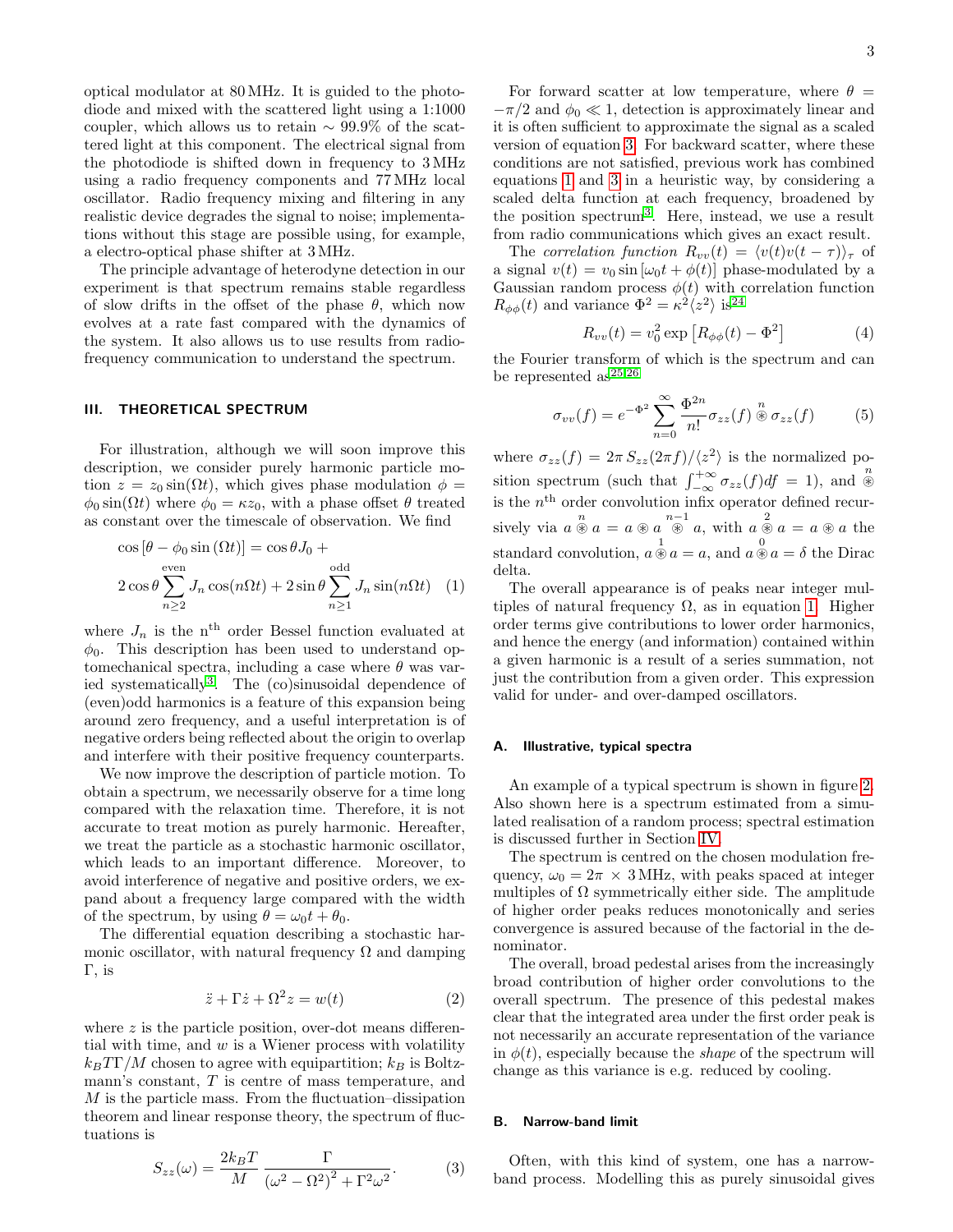optical modulator at 80 MHz. It is guided to the photodiode and mixed with the scattered light using a 1:1000 coupler, which allows us to retain $\sim 99.9\%$ of the scattered light at this component. The electrical signal from the photodiode is shifted down in frequency to 3 MHz using a radio frequency components and 77 MHz local oscillator. Radio frequency mixing and filtering in any realistic device degrades the signal to noise; implementations without this stage are possible using, for example, a electro-optical phase shifter at 3 MHz.

The principle advantage of heterodyne detection in our experiment is that spectrum remains stable regardless of slow drifts in the offset of the phase $\theta$, which now evolves at a rate fast compared with the dynamics of the system. It also allows us to use results from radio-frequency communication to understand the spectrum.

## III. THEORETICAL SPECTRUM

For illustration, although we will soon improve this description, we consider purely harmonic particle motion $z = z_0 \sin(\Omega t)$, which gives phase modulation $\phi = \phi_0 \sin(\Omega t)$ where $\phi_0 = \kappa z_0$, with a phase offset $\theta$ treated as constant over the timescale of observation. We find

$$\cos\left[\theta - \phi_0 \sin\left(\Omega t\right)\right] = \cos\theta J_0 + 2\cos\theta \sum_{n\geq 2}^{\text{even}} J_n \cos(n\Omega t) + 2\sin\theta \sum_{n\geq 1}^{\text{odd}} J_n \sin(n\Omega t) \quad (1)$$

where $J_n$ is the $n^{\text{th}}$ order Bessel function evaluated at $\phi_0$. This description has been used to understand optomechanical spectra, including a case where $\theta$ was varied systematically[3]. The (co)sinusoidal dependence of (even)odd harmonics is a feature of this expansion being around zero frequency, and a useful interpretation is of negative orders being reflected about the origin to overlap and interfere with their positive frequency counterparts.

We now improve the description of particle motion. To obtain a spectrum, we necessarily observe for a time long compared with the relaxation time. Therefore, it is not accurate to treat motion as purely harmonic. Hereafter, we treat the particle as a stochastic harmonic oscillator, which leads to an important difference. Moreover, to avoid interference of negative and positive orders, we expand about a frequency large compared with the width of the spectrum, by using $\theta = \omega_0 t + \theta_0$.

The differential equation describing a stochastic harmonic oscillator, with natural frequency $\Omega$ and damping $\Gamma$, is

$$\ddot{z} + \Gamma\dot{z} + \Omega^2 z = w(t) \quad (2)$$

where $z$ is the particle position, over-dot means differential with time, and $w$ is a Wiener process with volatility $k_B T \Gamma / M$ chosen to agree with equipartition; $k_B$ is Boltzmann's constant, $T$ is centre of mass temperature, and $M$ is the particle mass. From the fluctuation–dissipation theorem and linear response theory, the spectrum of fluctuations is

$$S_{zz}(\omega) = \frac{2k_B T}{M} \frac{\Gamma}{\left(\omega^2 - \Omega^2\right)^2 + \Gamma^2\omega^2}. \quad (3)$$

For forward scatter at low temperature, where $\theta = -\pi/2$ and $\phi_0 \ll 1$, detection is approximately linear and it is often sufficient to approximate the signal as a scaled version of equation 3. For backward scatter, where these conditions are not satisfied, previous work has combined equations 1 and 3 in a heuristic way, by considering a scaled delta function at each frequency, broadened by the position spectrum[3]. Here, instead, we use a result from radio communications which gives an exact result.

The *correlation function* $R_{vv}(t) = \langle v(t)v(t-\tau)\rangle_\tau$ of a signal $v(t) = v_0 \sin\left[\omega_0 t + \phi(t)\right]$ phase-modulated by a Gaussian random process $\phi(t)$ with correlation function $R_{\phi\phi}(t)$ and variance $\Phi^2 = \kappa^2\langle z^2\rangle$ is[24]

$$R_{vv}(t) = v_0^2 \exp\left[R_{\phi\phi}(t) - \Phi^2\right] \quad (4)$$

the Fourier transform of which is the spectrum and can be represented as[25,26]

$$\sigma_{vv}(f) = e^{-\Phi^2} \sum_{n=0}^{\infty} \frac{\Phi^{2n}}{n!} \sigma_{zz}(f) \overset{n}{\circledast} \sigma_{zz}(f) \quad (5)$$

where $\sigma_{zz}(f) = 2\pi\, S_{zz}(2\pi f)/\langle z^2\rangle$ is the normalized position spectrum (such that $\int_{-\infty}^{+\infty} \sigma_{zz}(f) df = 1$), and $\overset{n}{\circledast}$ is the $n^{\text{th}}$ order convolution infix operator defined recursively via $a \overset{n}{\circledast} a = a \circledast a \overset{n-1}{\circledast} a$, with $a \overset{2}{\circledast} a = a \circledast a$ the standard convolution, $a \overset{1}{\circledast} a = a$, and $a \overset{0}{\circledast} a = \delta$ the Dirac delta.

The overall appearance is of peaks near integer multiples of natural frequency $\Omega$, as in equation 1. Higher order terms give contributions to lower order harmonics, and hence the energy (and information) contained within a given harmonic is a result of a series summation, not just the contribution from a given order. This expression valid for under- and over-damped oscillators.

### A. Illustrative, typical spectra

An example of a typical spectrum is shown in figure 2. Also shown here is a spectrum estimated from a simulated realisation of a random process; spectral estimation is discussed further in Section IV.

The spectrum is centred on the chosen modulation frequency, $\omega_0 = 2\pi \times 3\,\text{MHz}$, with peaks spaced at integer multiples of $\Omega$ symmetrically either side. The amplitude of higher order peaks reduces monotonically and series convergence is assured because of the factorial in the denominator.

The overall, broad pedestal arises from the increasingly broad contribution of higher order convolutions to the overall spectrum. The presence of this pedestal makes clear that the integrated area under the first order peak is not necessarily an accurate representation of the variance in $\phi(t)$, especially because the *shape* of the spectrum will change as this variance is e.g. reduced by cooling.

### B. Narrow-band limit

Often, with this kind of system, one has a narrow-band process. Modelling this as purely sinusoidal gives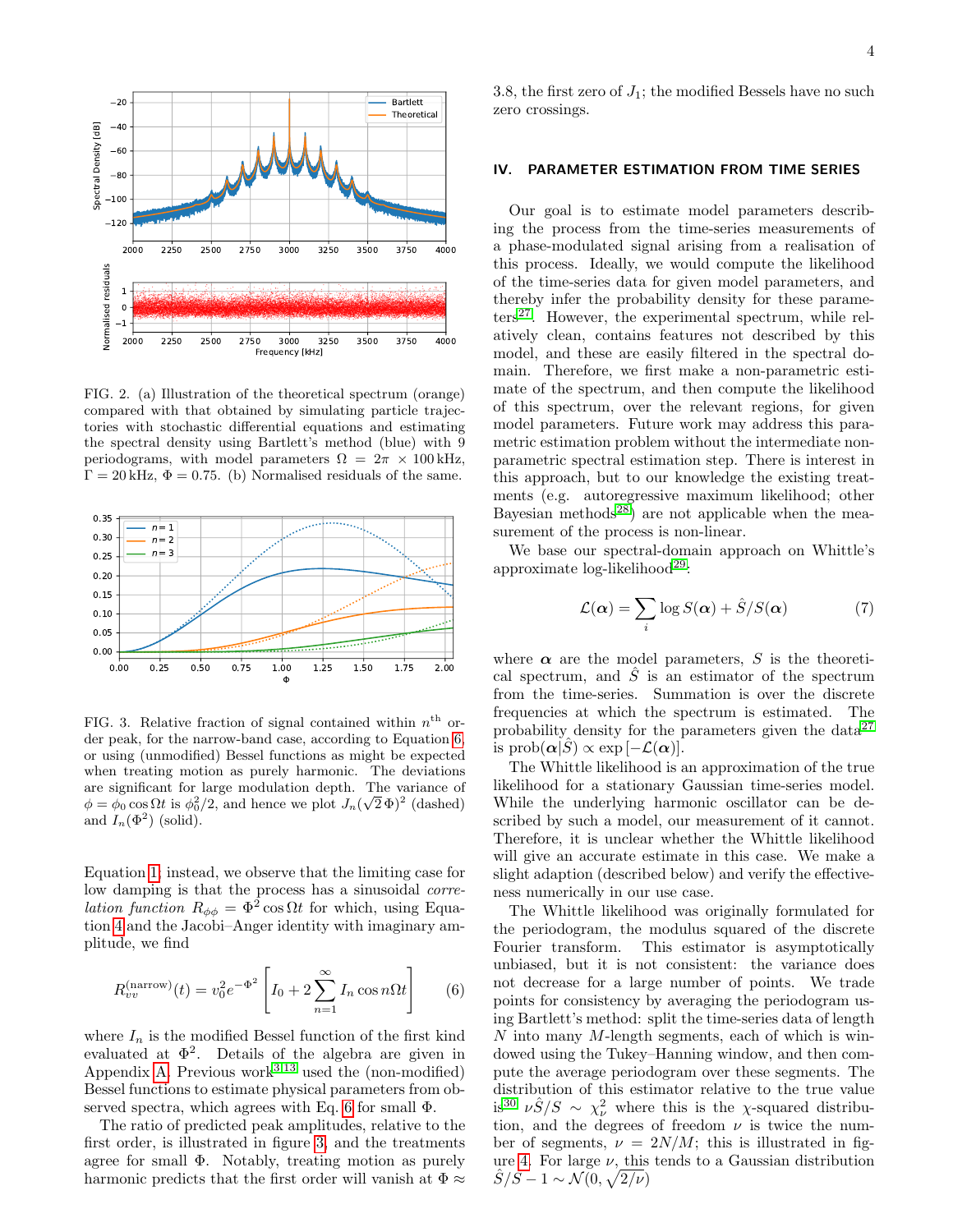FIG. 2. (a) Illustration of the theoretical spectrum (orange) compared with that obtained by simulating particle trajectories with stochastic differential equations and estimating the spectral density using Bartlett's method (blue) with 9 periodograms, with model parameters $\Omega = 2\pi \times 100\,\mathrm{kHz}$, $\Gamma = 20\,\mathrm{kHz}$, $\Phi = 0.75$. (b) Normalised residuals of the same.

FIG. 3. Relative fraction of signal contained within $n^{\text{th}}$ order peak, for the narrow-band case, according to Equation 6, or using (unmodified) Bessel functions as might be expected when treating motion as purely harmonic. The deviations are significant for large modulation depth. The variance of $\phi = \phi_0 \cos \Omega t$ is $\phi_0^2/2$, and hence we plot $J_n(\sqrt{2}\,\Phi)^2$ (dashed) and $I_n(\Phi^2)$ (solid).

Equation 1 instead, we observe that the limiting case for low damping is that the process has a sinusoidal *correlation function* $R_{\phi\phi} = \Phi^2 \cos \Omega t$ for which, using Equation 4 and the Jacobi–Anger identity with imaginary amplitude, we find

$$R_{vv}^{(\text{narrow})}(t) = v_0^2 e^{-\Phi^2} \left[ I_0 + 2 \sum_{n=1}^{\infty} I_n \cos n\Omega t \right] \tag{6}$$

where $I_n$ is the modified Bessel function of the first kind evaluated at $\Phi^2$. Details of the algebra are given in Appendix A. Previous work[3,13] used the (non-modified) Bessel functions to estimate physical parameters from observed spectra, which agrees with Eq. 6 for small $\Phi$.

The ratio of predicted peak amplitudes, relative to the first order, is illustrated in figure 3, and the treatments agree for small $\Phi$. Notably, treating motion as purely harmonic predicts that the first order will vanish at $\Phi \approx 3.8$, the first zero of $J_1$; the modified Bessels have no such zero crossings.

## IV. PARAMETER ESTIMATION FROM TIME SERIES

Our goal is to estimate model parameters describing the process from the time-series measurements of a phase-modulated signal arising from a realisation of this process. Ideally, we would compute the likelihood of the time-series data for given model parameters, and thereby infer the probability density for these parameters[27]. However, the experimental spectrum, while relatively clean, contains features not described by this model, and these are easily filtered in the spectral domain. Therefore, we first make a non-parametric estimate of the spectrum, and then compute the likelihood of this spectrum, over the relevant regions, for given model parameters. Future work may address this parametric estimation problem without the intermediate non-parametric spectral estimation step. There is interest in this approach, but to our knowledge the existing treatments (e.g. autoregressive maximum likelihood; other Bayesian methods[28]) are not applicable when the measurement of the process is non-linear.

We base our spectral-domain approach on Whittle's approximate log-likelihood[29]:

$$\mathcal{L}(\boldsymbol{\alpha}) = \sum_i \log S(\boldsymbol{\alpha}) + \hat{S}/S(\boldsymbol{\alpha}) \tag{7}$$

where $\boldsymbol{\alpha}$ are the model parameters, $S$ is the theoretical spectrum, and $\hat{S}$ is an estimator of the spectrum from the time-series. Summation is over the discrete frequencies at which the spectrum is estimated. The probability density for the parameters given the data[27] is $\mathrm{prob}(\boldsymbol{\alpha}|\hat{S}) \propto \exp\left[-\mathcal{L}(\boldsymbol{\alpha})\right]$.

The Whittle likelihood is an approximation of the true likelihood for a stationary Gaussian time-series model. While the underlying harmonic oscillator can be described by such a model, our measurement of it cannot. Therefore, it is unclear whether the Whittle likelihood will give an accurate estimate in this case. We make a slight adaption (described below) and verify the effectiveness numerically in our use case.

The Whittle likelihood was originally formulated for the periodogram, the modulus squared of the discrete Fourier transform. This estimator is asymptotically unbiased, but it is not consistent: the variance does not decrease for a large number of points. We trade points for consistency by averaging the periodogram using Bartlett's method: split the time-series data of length $N$ into many $M$-length segments, each of which is windowed using the Tukey–Hanning window, and then compute the average periodogram over these segments. The distribution of this estimator relative to the true value is[30] $\nu\hat{S}/S \sim \chi^2_\nu$ where this is the $\chi$-squared distribution, and the degrees of freedom $\nu$ is twice the number of segments, $\nu = 2N/M$; this is illustrated in figure 4. For large $\nu$, this tends to a Gaussian distribution $\hat{S}/S - 1 \sim \mathcal{N}(0, \sqrt{2/\nu})$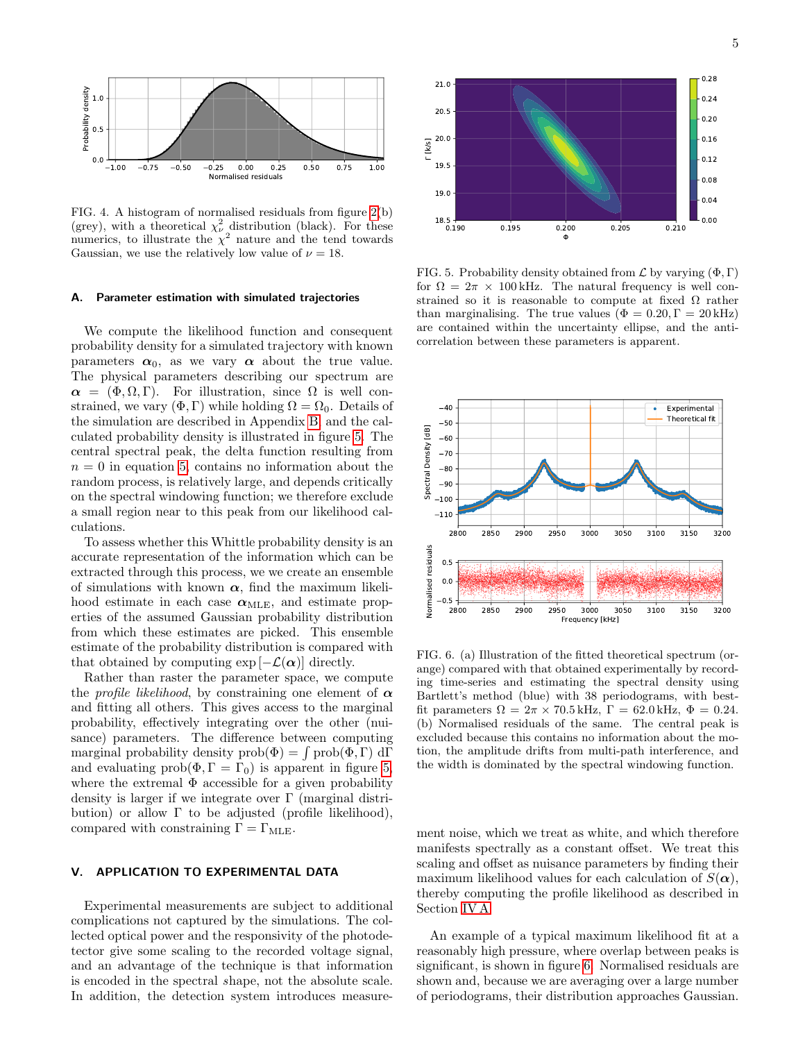FIG. 4. A histogram of normalised residuals from figure 2(b) (grey), with a theoretical $\chi^2_\nu$ distribution (black). For these numerics, to illustrate the $\chi^2$ nature and the tend towards Gaussian, we use the relatively low value of $\nu = 18$.

### A. Parameter estimation with simulated trajectories

We compute the likelihood function and consequent probability density for a simulated trajectory with known parameters $\boldsymbol{\alpha}_0$, as we vary $\boldsymbol{\alpha}$ about the true value. The physical parameters describing our spectrum are $\boldsymbol{\alpha} = (\Phi, \Omega, \Gamma)$. For illustration, since $\Omega$ is well constrained, we vary $(\Phi, \Gamma)$ while holding $\Omega = \Omega_0$. Details of the simulation are described in Appendix B and the calculated probability density is illustrated in figure 5. The central spectral peak, the delta function resulting from $n = 0$ in equation 5, contains no information about the random process, is relatively large, and depends critically on the spectral windowing function; we therefore exclude a small region near to this peak from our likelihood calculations.

To assess whether this Whittle probability density is an accurate representation of the information which can be extracted through this process, we we create an ensemble of simulations with known $\boldsymbol{\alpha}$, find the maximum likelihood estimate in each case $\boldsymbol{\alpha}_{\mathrm{MLE}}$, and estimate properties of the assumed Gaussian probability distribution from which these estimates are picked. This ensemble estimate of the probability distribution is compared with that obtained by computing $\exp[-\mathcal{L}(\boldsymbol{\alpha})]$ directly.

Rather than raster the parameter space, we compute the *profile likelihood*, by constraining one element of $\boldsymbol{\alpha}$ and fitting all others. This gives access to the marginal probability, effectively integrating over the other (nuisance) parameters. The difference between computing marginal probability density $\mathrm{prob}(\Phi) = \int \mathrm{prob}(\Phi, \Gamma)\, \mathrm{d}\Gamma$ and evaluating $\mathrm{prob}(\Phi, \Gamma = \Gamma_0)$ is apparent in figure 5, where the extremal $\Phi$ accessible for a given probability density is larger if we integrate over $\Gamma$ (marginal distribution) or allow $\Gamma$ to be adjusted (profile likelihood), compared with constraining $\Gamma = \Gamma_{\mathrm{MLE}}$.

## V. APPLICATION TO EXPERIMENTAL DATA

Experimental measurements are subject to additional complications not captured by the simulations. The collected optical power and the responsivity of the photodetector give some scaling to the recorded voltage signal, and an advantage of the technique is that information is encoded in the spectral *s*hape, not the absolute scale. In addition, the detection system introduces measurement noise, which we treat as white, and which therefore manifests spectrally as a constant offset. We treat this scaling and offset as nuisance parameters by finding their maximum likelihood values for each calculation of $S(\boldsymbol{\alpha})$, thereby computing the profile likelihood as described in Section IV A.

FIG. 5. Probability density obtained from $\mathcal{L}$ by varying $(\Phi, \Gamma)$ for $\Omega = 2\pi \times 100\,\mathrm{kHz}$. The natural frequency is well constrained so it is reasonable to compute at fixed $\Omega$ rather than marginalising. The true values $(\Phi = 0.20, \Gamma = 20\,\mathrm{kHz})$ are contained within the uncertainty ellipse, and the anti-correlation between these parameters is apparent.

FIG. 6. (a) Illustration of the fitted theoretical spectrum (orange) compared with that obtained experimentally by recording time-series and estimating the spectral density using Bartlett's method (blue) with 38 periodograms, with best-fit parameters $\Omega = 2\pi \times 70.5\,\mathrm{kHz}$, $\Gamma = 62.0\,\mathrm{kHz}$, $\Phi = 0.24$. (b) Normalised residuals of the same. The central peak is excluded because this contains no information about the motion, the amplitude drifts from multi-path interference, and the width is dominated by the spectral windowing function.

An example of a typical maximum likelihood fit at a reasonably high pressure, where overlap between peaks is significant, is shown in figure 6. Normalised residuals are shown and, because we are averaging over a large number of periodograms, their distribution approaches Gaussian.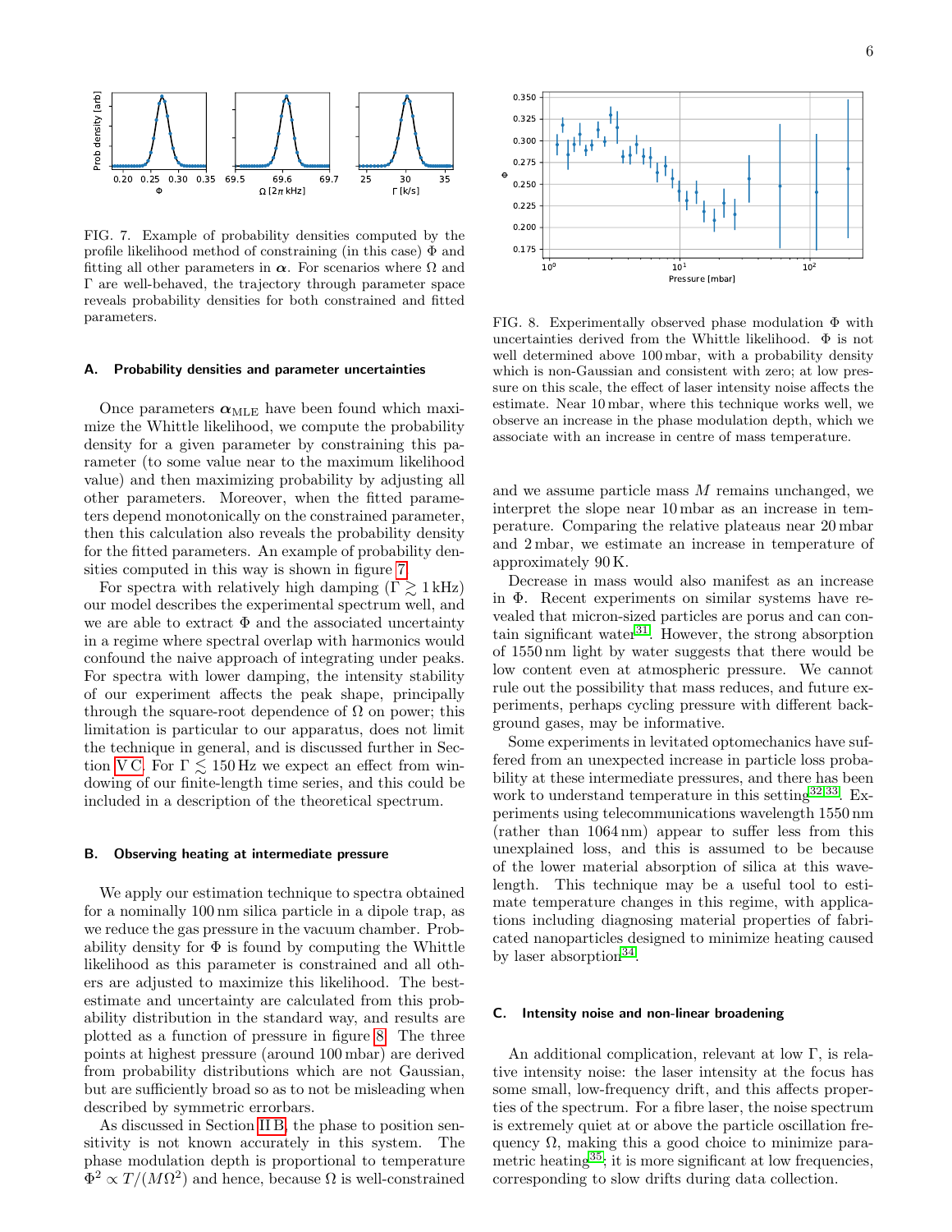FIG. 7. Example of probability densities computed by the profile likelihood method of constraining (in this case) $\Phi$ and fitting all other parameters in $\boldsymbol{\alpha}$. For scenarios where $\Omega$ and $\Gamma$ are well-behaved, the trajectory through parameter space reveals probability densities for both constrained and fitted parameters.

### A. Probability densities and parameter uncertainties

Once parameters $\boldsymbol{\alpha}_{\mathrm{MLE}}$ have been found which maximize the Whittle likelihood, we compute the probability density for a given parameter by constraining this parameter (to some value near to the maximum likelihood value) and then maximizing probability by adjusting all other parameters. Moreover, when the fitted parameters depend monotonically on the constrained parameter, then this calculation also reveals the probability density for the fitted parameters. An example of probability densities computed in this way is shown in figure 7.

For spectra with relatively high damping ($\Gamma \gtrsim 1\,\mathrm{kHz}$) our model describes the experimental spectrum well, and we are able to extract $\Phi$ and the associated uncertainty in a regime where spectral overlap with harmonics would confound the naive approach of integrating under peaks. For spectra with lower damping, the intensity stability of our experiment affects the peak shape, principally through the square-root dependence of $\Omega$ on power; this limitation is particular to our apparatus, does not limit the technique in general, and is discussed further in Section V C. For $\Gamma \lesssim 150\,\mathrm{Hz}$ we expect an effect from windowing of our finite-length time series, and this could be included in a description of the theoretical spectrum.

### B. Observing heating at intermediate pressure

We apply our estimation technique to spectra obtained for a nominally 100 nm silica particle in a dipole trap, as we reduce the gas pressure in the vacuum chamber. Probability density for $\Phi$ is found by computing the Whittle likelihood as this parameter is constrained and all others are adjusted to maximize this likelihood. The best-estimate and uncertainty are calculated from this probability distribution in the standard way, and results are plotted as a function of pressure in figure 8. The three points at highest pressure (around 100 mbar) are derived from probability distributions which are not Gaussian, but are sufficiently broad so as to not be misleading when described by symmetric errorbars.

As discussed in Section II B, the phase to position sensitivity is not known accurately in this system. The phase modulation depth is proportional to temperature $\Phi^2 \propto T/(M\Omega^2)$ and hence, because $\Omega$ is well-constrained and we assume particle mass $M$ remains unchanged, we interpret the slope near 10 mbar as an increase in temperature. Comparing the relative plateaus near 20 mbar and 2 mbar, we estimate an increase in temperature of approximately 90 K.

FIG. 8. Experimentally observed phase modulation $\Phi$ with uncertainties derived from the Whittle likelihood. $\Phi$ is not well determined above 100 mbar, with a probability density which is non-Gaussian and consistent with zero; at low pressure on this scale, the effect of laser intensity noise affects the estimate. Near 10 mbar, where this technique works well, we observe an increase in the phase modulation depth, which we associate with an increase in centre of mass temperature.

Decrease in mass would also manifest as an increase in $\Phi$. Recent experiments on similar systems have revealed that micron-sized particles are porus and can contain significant water[31]. However, the strong absorption of 1550 nm light by water suggests that there would be low content even at atmospheric pressure. We cannot rule out the possibility that mass reduces, and future experiments, perhaps cycling pressure with different background gases, may be informative.

Some experiments in levitated optomechanics have suffered from an unexpected increase in particle loss probability at these intermediate pressures, and there has been work to understand temperature in this setting[32,33]. Experiments using telecommunications wavelength 1550 nm (rather than 1064 nm) appear to suffer less from this unexplained loss, and this is assumed to be because of the lower material absorption of silica at this wavelength. This technique may be a useful tool to estimate temperature changes in this regime, with applications including diagnosing material properties of fabricated nanoparticles designed to minimize heating caused by laser absorption[34].

### C. Intensity noise and non-linear broadening

An additional complication, relevant at low $\Gamma$, is relative intensity noise: the laser intensity at the focus has some small, low-frequency drift, and this affects properties of the spectrum. For a fibre laser, the noise spectrum is extremely quiet at or above the particle oscillation frequency $\Omega$, making this a good choice to minimize parametric heating[35]; it is more significant at low frequencies, corresponding to slow drifts during data collection.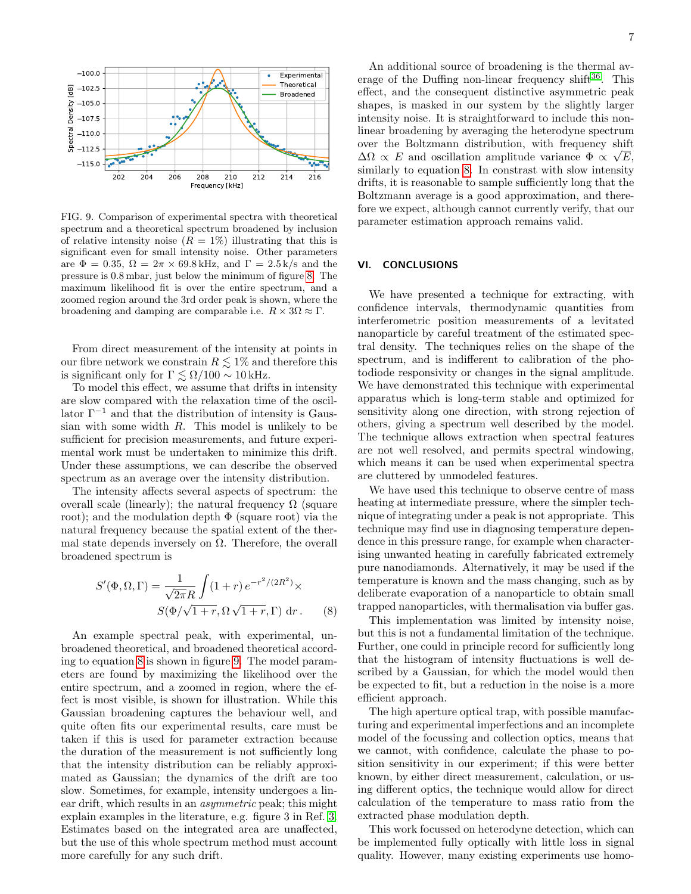FIG. 9. Comparison of experimental spectra with theoretical spectrum and a theoretical spectrum broadened by inclusion of relative intensity noise ($R = 1\%$) illustrating that this is significant even for small intensity noise. Other parameters are $\Phi = 0.35$, $\Omega = 2\pi \times 69.8\,\text{kHz}$, and $\Gamma = 2.5\,\text{k/s}$ and the pressure is 0.8 mbar, just below the minimum of figure 8. The maximum likelihood fit is over the entire spectrum, and a zoomed region around the 3rd order peak is shown, where the broadening and damping are comparable i.e. $R \times 3\Omega \approx \Gamma$.

From direct measurement of the intensity at points in our fibre network we constrain $R \lesssim 1\%$ and therefore this is significant only for $\Gamma \lesssim \Omega/100 \sim 10\,\text{kHz}$.

To model this effect, we assume that drifts in intensity are slow compared with the relaxation time of the oscillator $\Gamma^{-1}$ and that the distribution of intensity is Gaussian with some width $R$. This model is unlikely to be sufficient for precision measurements, and future experimental work must be undertaken to minimize this drift. Under these assumptions, we can describe the observed spectrum as an average over the intensity distribution.

The intensity affects several aspects of spectrum: the overall scale (linearly); the natural frequency $\Omega$ (square root); and the modulation depth $\Phi$ (square root) via the natural frequency because the spatial extent of the thermal state depends inversely on $\Omega$. Therefore, the overall broadened spectrum is

$$S'(\Phi, \Omega, \Gamma) = \frac{1}{\sqrt{2\pi}R} \int (1 + r)\, e^{-r^2/(2R^2)} \times S(\Phi/\sqrt{1+r}, \Omega\sqrt{1+r}, \Gamma)\; \mathrm{d}r\,. \qquad (8)$$

An example spectral peak, with experimental, unbroadened theoretical, and broadened theoretical according to equation 8 is shown in figure 9. The model parameters are found by maximizing the likelihood over the entire spectrum, and a zoomed in region, where the effect is most visible, is shown for illustration. While this Gaussian broadening captures the behaviour well, and quite often fits our experimental results, care must be taken if this is used for parameter extraction because the duration of the measurement is not sufficiently long that the intensity distribution can be reliably approximated as Gaussian; the dynamics of the drift are too slow. Sometimes, for example, intensity undergoes a linear drift, which results in an *asymmetric* peak; this might explain examples in the literature, e.g. figure 3 in Ref. [3]. Estimates based on the integrated area are unaffected, but the use of this whole spectrum method must account more carefully for any such drift.

An additional source of broadening is the thermal average of the Duffing non-linear frequency shift[36]. This effect, and the consequent distinctive asymmetric peak shapes, is masked in our system by the slightly larger intensity noise. It is straightforward to include this non-linear broadening by averaging the heterodyne spectrum over the Boltzmann distribution, with frequency shift $\Delta\Omega \propto E$ and oscillation amplitude variance $\Phi \propto \sqrt{E}$, similarly to equation 8. In constrast with slow intensity drifts, it is reasonable to sample sufficiently long that the Boltzmann average is a good approximation, and therefore we expect, although cannot currently verify, that our parameter estimation approach remains valid.

## VI. CONCLUSIONS

We have presented a technique for extracting, with confidence intervals, thermodynamic quantities from interferometric position measurements of a levitated nanoparticle by careful treatment of the estimated spectral density. The techniques relies on the shape of the spectrum, and is indifferent to calibration of the photodiode responsivity or changes in the signal amplitude. We have demonstrated this technique with experimental apparatus which is long-term stable and optimized for sensitivity along one direction, with strong rejection of others, giving a spectrum well described by the model. The technique allows extraction when spectral features are not well resolved, and permits spectral windowing, which means it can be used when experimental spectra are cluttered by unmodeled features.

We have used this technique to observe centre of mass heating at intermediate pressure, where the simpler technique of integrating under a peak is not appropriate. This technique may find use in diagnosing temperature dependence in this pressure range, for example when characterising unwanted heating in carefully fabricated extremely pure nanodiamonds. Alternatively, it may be used if the temperature is known and the mass changing, such as by deliberate evaporation of a nanoparticle to obtain small trapped nanoparticles, with thermalisation via buffer gas.

This implementation was limited by intensity noise, but this is not a fundamental limitation of the technique. Further, one could in principle record for sufficiently long that the histogram of intensity fluctuations is well described by a Gaussian, for which the model would then be expected to fit, but a reduction in the noise is a more efficient approach.

The high aperture optical trap, with possible manufacturing and experimental imperfections and an incomplete model of the focussing and collection optics, means that we cannot, with confidence, calculate the phase to position sensitivity in our experiment; if this were better known, by either direct measurement, calculation, or using different optics, the technique would allow for direct calculation of the temperature to mass ratio from the extracted phase modulation depth.

This work focussed on heterodyne detection, which can be implemented fully optically with little loss in signal quality. However, many existing experiments use homo-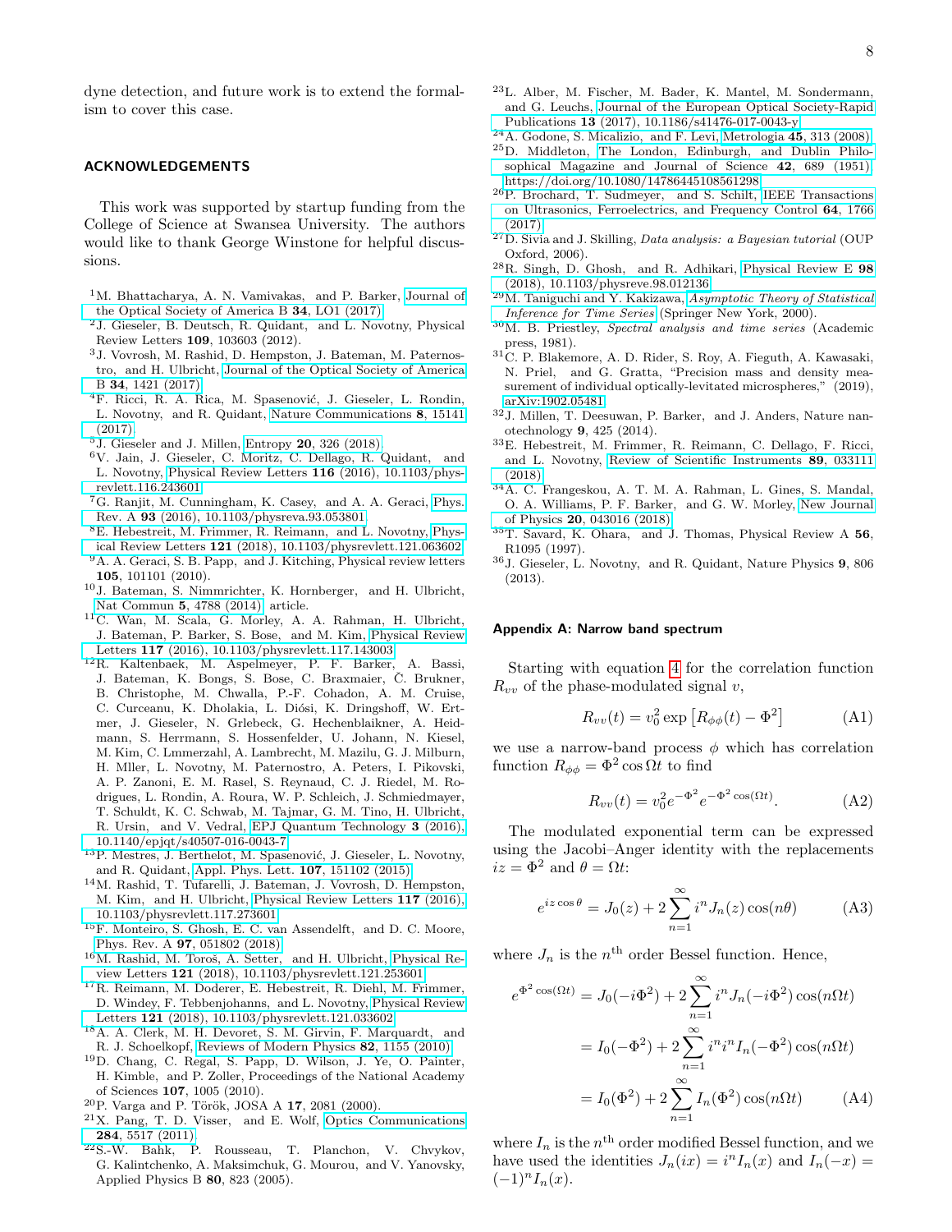dyne detection, and future work is to extend the formalism to cover this case.

## ACKNOWLEDGEMENTS

This work was supported by startup funding from the College of Science at Swansea University. The authors would like to thank George Winstone for helpful discussions.

[1] M. Bhattacharya, A. N. Vamivakas, and P. Barker, Journal of the Optical Society of America B **34**, LO1 (2017).

[2] J. Gieseler, B. Deutsch, R. Quidant, and L. Novotny, Physical Review Letters **109**, 103603 (2012).

[3] J. Vovrosh, M. Rashid, D. Hempston, J. Bateman, M. Paternostro, and H. Ulbricht, Journal of the Optical Society of America B **34**, 1421 (2017).

[4] F. Ricci, R. A. Rica, M. Spasenović, J. Gieseler, L. Rondin, L. Novotny, and R. Quidant, Nature Communications **8**, 15141 (2017).

[5] J. Gieseler and J. Millen, Entropy **20**, 326 (2018).

[6] V. Jain, J. Gieseler, C. Moritz, C. Dellago, R. Quidant, and L. Novotny, Physical Review Letters **116** (2016), 10.1103/physrevlett.116.243601.

[7] G. Ranjit, M. Cunningham, K. Casey, and A. A. Geraci, Phys. Rev. A **93** (2016), 10.1103/physreva.93.053801.

[8] E. Hebestreit, M. Frimmer, R. Reimann, and L. Novotny, Physical Review Letters **121** (2018), 10.1103/physrevlett.121.063602.

[9] A. A. Geraci, S. B. Papp, and J. Kitching, Physical review letters **105**, 101101 (2010).

[10] J. Bateman, S. Nimmrichter, K. Hornberger, and H. Ulbricht, Nat Commun **5**, 4788 (2014), article.

[11] C. Wan, M. Scala, G. Morley, A. A. Rahman, H. Ulbricht, J. Bateman, P. Barker, S. Bose, and M. Kim, Physical Review Letters **117** (2016), 10.1103/physrevlett.117.143003.

[12] R. Kaltenbaek, M. Aspelmeyer, P. F. Barker, A. Bassi, J. Bateman, K. Bongs, S. Bose, C. Braxmaier, Č. Brukner, B. Christophe, M. Chwalla, P.-F. Cohadon, A. M. Cruise, C. Curceanu, K. Dholakia, L. Diósi, K. Dringshoff, W. Ertmer, J. Gieseler, N. Grlebeck, G. Hechenblaikner, A. Heidmann, S. Herrmann, S. Hossenfelder, U. Johann, N. Kiesel, M. Kim, C. Lmmerzahl, A. Lambrecht, M. Mazilu, G. J. Milburn, H. Mller, L. Novotny, M. Paternostro, A. Peters, I. Pikovski, A. P. Zanoni, E. M. Rasel, S. Reynaud, C. J. Riedel, M. Rodrigues, L. Rondin, A. Roura, W. P. Schleich, J. Schmiedmayer, T. Schuldt, K. C. Schwab, M. Tajmar, G. M. Tino, H. Ulbricht, R. Ursin, and V. Vedral, EPJ Quantum Technology **3** (2016), 10.1140/epjqt/s40507-016-0043-7.

[13] P. Mestres, J. Berthelot, M. Spasenović, J. Gieseler, L. Novotny, and R. Quidant, Appl. Phys. Lett. **107**, 151102 (2015).

[14] M. Rashid, T. Tufarelli, J. Bateman, J. Vovrosh, D. Hempston, M. Kim, and H. Ulbricht, Physical Review Letters **117** (2016), 10.1103/physrevlett.117.273601.

[15] F. Monteiro, S. Ghosh, E. C. van Assendelft, and D. C. Moore, Phys. Rev. A **97**, 051802 (2018).

[16] M. Rashid, M. Toroš, A. Setter, and H. Ulbricht, Physical Review Letters **121** (2018), 10.1103/physrevlett.121.253601.

[17] R. Reimann, M. Doderer, E. Hebestreit, R. Diehl, M. Frimmer, D. Windey, F. Tebbenjohanns, and L. Novotny, Physical Review Letters **121** (2018), 10.1103/physrevlett.121.033602.

[18] A. A. Clerk, M. H. Devoret, S. M. Girvin, F. Marquardt, and R. J. Schoelkopf, Reviews of Modern Physics **82**, 1155 (2010).

[19] D. Chang, C. Regal, S. Papp, D. Wilson, J. Ye, O. Painter, H. Kimble, and P. Zoller, Proceedings of the National Academy of Sciences **107**, 1005 (2010).

[20] P. Varga and P. Török, JOSA A **17**, 2081 (2000).

[21] X. Pang, T. D. Visser, and E. Wolf, Optics Communications **284**, 5517 (2011).

[22] S.-W. Bahk, P. Rousseau, T. Planchon, V. Chvykov, G. Kalintchenko, A. Maksimchuk, G. Mourou, and V. Yanovsky, Applied Physics B **80**, 823 (2005).

[23] L. Alber, M. Fischer, M. Bader, K. Mantel, M. Sondermann, and G. Leuchs, Journal of the European Optical Society-Rapid Publications **13** (2017), 10.1186/s41476-017-0043-y.

[24] A. Godone, S. Micalizio, and F. Levi, Metrologia **45**, 313 (2008).

[25] D. Middleton, The London, Edinburgh, and Dublin Philosophical Magazine and Journal of Science **42**, 689 (1951), https://doi.org/10.1080/14786445108561298.

[26] P. Brochard, T. Sudmeyer, and S. Schilt, IEEE Transactions on Ultrasonics, Ferroelectrics, and Frequency Control **64**, 1766 (2017).

[27] D. Sivia and J. Skilling, *Data analysis: a Bayesian tutorial* (OUP Oxford, 2006).

[28] R. Singh, D. Ghosh, and R. Adhikari, Physical Review E **98** (2018), 10.1103/physreve.98.012136.

[29] M. Taniguchi and Y. Kakizawa, *Asymptotic Theory of Statistical Inference for Time Series* (Springer New York, 2000).

[30] M. B. Priestley, *Spectral analysis and time series* (Academic press, 1981).

[31] C. P. Blakemore, A. D. Rider, S. Roy, A. Fieguth, A. Kawasaki, N. Priel, and G. Gratta, "Precision mass and density measurement of individual optically-levitated microspheres," (2019), arXiv:1902.05481.

[32] J. Millen, T. Deesuwan, P. Barker, and J. Anders, Nature nanotechnology **9**, 425 (2014).

[33] E. Hebestreit, M. Frimmer, R. Reimann, C. Dellago, F. Ricci, and L. Novotny, Review of Scientific Instruments **89**, 033111 (2018).

[34] A. C. Frangeskou, A. T. M. A. Rahman, L. Gines, S. Mandal, O. A. Williams, P. F. Barker, and G. W. Morley, New Journal of Physics **20**, 043016 (2018).

[35] T. Savard, K. Ohara, and J. Thomas, Physical Review A **56**, R1095 (1997).

[36] J. Gieseler, L. Novotny, and R. Quidant, Nature Physics **9**, 806 (2013).

### Appendix A: Narrow band spectrum

Starting with equation 4 for the correlation function $R_{vv}$ of the phase-modulated signal $v$,

$$R_{vv}(t) = v_0^2 \exp\left[R_{\phi\phi}(t) - \Phi^2\right] \tag{A1}$$

we use a narrow-band process $\phi$ which has correlation function $R_{\phi\phi} = \Phi^2 \cos \Omega t$ to find

$$R_{vv}(t) = v_0^2 e^{-\Phi^2} e^{-\Phi^2 \cos(\Omega t)}. \tag{A2}$$

The modulated exponential term can be expressed using the Jacobi–Anger identity with the replacements $iz = \Phi^2$ and $\theta = \Omega t$:

$$e^{iz\cos\theta} = J_0(z) + 2\sum_{n=1}^{\infty} i^n J_n(z)\cos(n\theta) \tag{A3}$$

where $J_n$ is the $n^{\text{th}}$ order Bessel function. Hence,

$$\begin{aligned}
e^{\Phi^2\cos(\Omega t)} &= J_0(-i\Phi^2) + 2\sum_{n=1}^{\infty} i^n J_n(-i\Phi^2)\cos(n\Omega t) \\
&= I_0(-\Phi^2) + 2\sum_{n=1}^{\infty} i^n i^n I_n(-\Phi^2)\cos(n\Omega t) \\
&= I_0(\Phi^2) + 2\sum_{n=1}^{\infty} I_n(\Phi^2)\cos(n\Omega t)
\end{aligned} \tag{A4}$$

where $I_n$ is the $n^{\text{th}}$ order modified Bessel function, and we have used the identities $J_n(ix) = i^n I_n(x)$ and $I_n(-x) = (-1)^n I_n(x)$.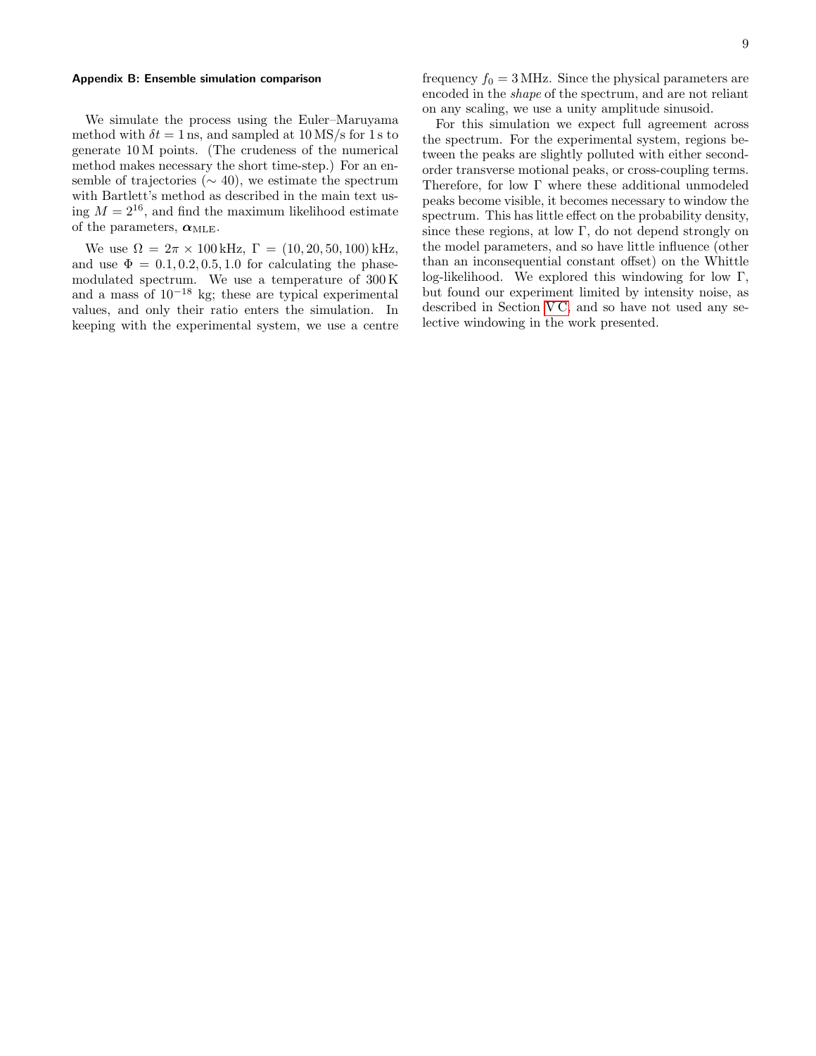### Appendix B: Ensemble simulation comparison

We simulate the process using the Euler–Maruyama method with $\delta t = 1\,\mathrm{ns}$, and sampled at 10 MS/s for 1 s to generate 10 M points. (The crudeness of the numerical method makes necessary the short time-step.) For an ensemble of trajectories ($\sim 40$), we estimate the spectrum with Bartlett's method as described in the main text using $M = 2^{16}$, and find the maximum likelihood estimate of the parameters, $\boldsymbol{\alpha}_{\mathrm{MLE}}$.

We use $\Omega = 2\pi \times 100\,\mathrm{kHz}$, $\Gamma = (10, 20, 50, 100)\,\mathrm{kHz}$, and use $\Phi = 0.1, 0.2, 0.5, 1.0$ for calculating the phase-modulated spectrum. We use a temperature of 300 K and a mass of $10^{-18}$ kg; these are typical experimental values, and only their ratio enters the simulation. In keeping with the experimental system, we use a centre frequency $f_0 = 3\,\mathrm{MHz}$. Since the physical parameters are encoded in the *shape* of the spectrum, and are not reliant on any scaling, we use a unity amplitude sinusoid.

For this simulation we expect full agreement across the spectrum. For the experimental system, regions between the peaks are slightly polluted with either second-order transverse motional peaks, or cross-coupling terms. Therefore, for low $\Gamma$ where these additional unmodeled peaks become visible, it becomes necessary to window the spectrum. This has little effect on the probability density, since these regions, at low $\Gamma$, do not depend strongly on the model parameters, and so have little influence (other than an inconsequential constant offset) on the Whittle log-likelihood. We explored this windowing for low $\Gamma$, but found our experiment limited by intensity noise, as described in Section V C, and so have not used any selective windowing in the work presented.